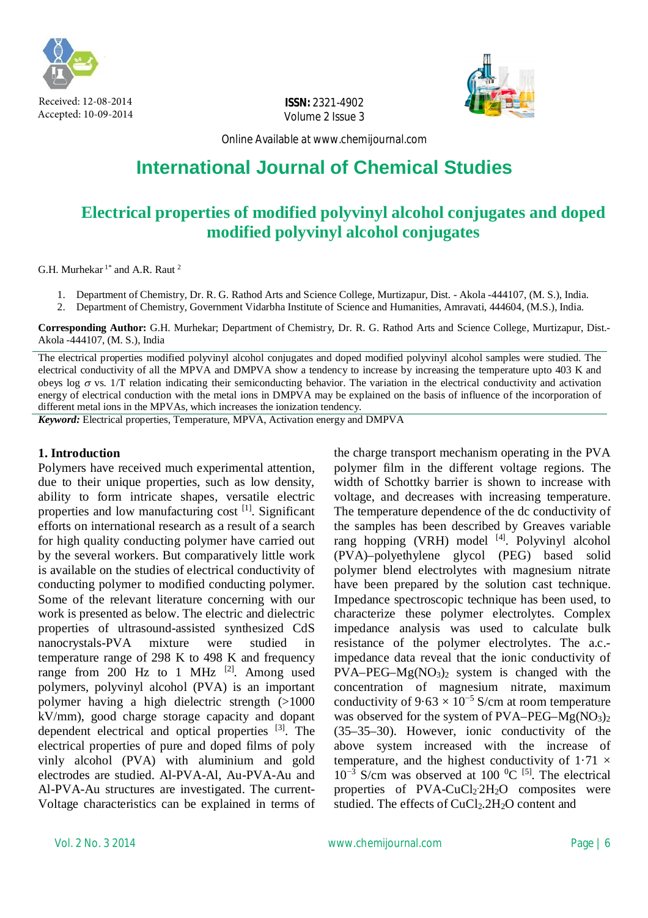Received: 12-08-2014
Accepted: 10-09-2014

**ISSN:** 2321-4902
Volume 2 Issue 3

Online Available at www.chemijournal.com

# International Journal of Chemical Studies

## Electrical properties of modified polyvinyl alcohol conjugates and doped modified polyvinyl alcohol conjugates

G.H. Murhekar [1*] and A.R. Raut [2]

1. Department of Chemistry, Dr. R. G. Rathod Arts and Science College, Murtizapur, Dist. - Akola -444107, (M. S.), India.
2. Department of Chemistry, Government Vidarbha Institute of Science and Humanities, Amravati, 444604, (M.S.), India.

**Corresponding Author:** G.H. Murhekar; Department of Chemistry, Dr. R. G. Rathod Arts and Science College, Murtizapur, Dist.-Akola -444107, (M. S.), India

The electrical properties modified polyvinyl alcohol conjugates and doped modified polyvinyl alcohol samples were studied. The electrical conductivity of all the MPVA and DMPVA show a tendency to increase by increasing the temperature upto 403 K and obeys log $\sigma$ vs. 1/T relation indicating their semiconducting behavior. The variation in the electrical conductivity and activation energy of electrical conduction with the metal ions in DMPVA may be explained on the basis of influence of the incorporation of different metal ions in the MPVAs, which increases the ionization tendency.

***Keyword:*** Electrical properties, Temperature, MPVA, Activation energy and DMPVA

### 1. Introduction

Polymers have received much experimental attention, due to their unique properties, such as low density, ability to form intricate shapes, versatile electric properties and low manufacturing cost [1]. Significant efforts on international research as a result of a search for high quality conducting polymer have carried out by the several workers. But comparatively little work is available on the studies of electrical conductivity of conducting polymer to modified conducting polymer. Some of the relevant literature concerning with our work is presented as below. The electric and dielectric properties of ultrasound-assisted synthesized CdS nanocrystals-PVA mixture were studied in temperature range of 298 K to 498 K and frequency range from 200 Hz to 1 MHz [2]. Among used polymers, polyvinyl alcohol (PVA) is an important polymer having a high dielectric strength (>1000 kV/mm), good charge storage capacity and dopant dependent electrical and optical properties [3]. The electrical properties of pure and doped films of poly vinly alcohol (PVA) with aluminium and gold electrodes are studied. Al-PVA-Al, Au-PVA-Au and Al-PVA-Au structures are investigated. The current-Voltage characteristics can be explained in terms of the charge transport mechanism operating in the PVA polymer film in the different voltage regions. The width of Schottky barrier is shown to increase with voltage, and decreases with increasing temperature. The temperature dependence of the dc conductivity of the samples has been described by Greaves variable rang hopping (VRH) model [4]. Polyvinyl alcohol (PVA)–polyethylene glycol (PEG) based solid polymer blend electrolytes with magnesium nitrate have been prepared by the solution cast technique. Impedance spectroscopic technique has been used, to characterize these polymer electrolytes. Complex impedance analysis was used to calculate bulk resistance of the polymer electrolytes. The a.c.-impedance data reveal that the ionic conductivity of PVA–PEG–$Mg(NO_3)_2$ system is changed with the concentration of magnesium nitrate, maximum conductivity of $9{\cdot}63 \times 10^{-5}$ S/cm at room temperature was observed for the system of PVA–PEG–$Mg(NO_3)_2$ (35–35–30). However, ionic conductivity of the above system increased with the increase of temperature, and the highest conductivity of $1{\cdot}71 \times 10^{-3}$ S/cm was observed at 100 $^0$C [5]. The electrical properties of PVA-$CuCl_2{\cdot}2H_2O$ composites were studied. The effects of $CuCl_2.2H_2O$ content and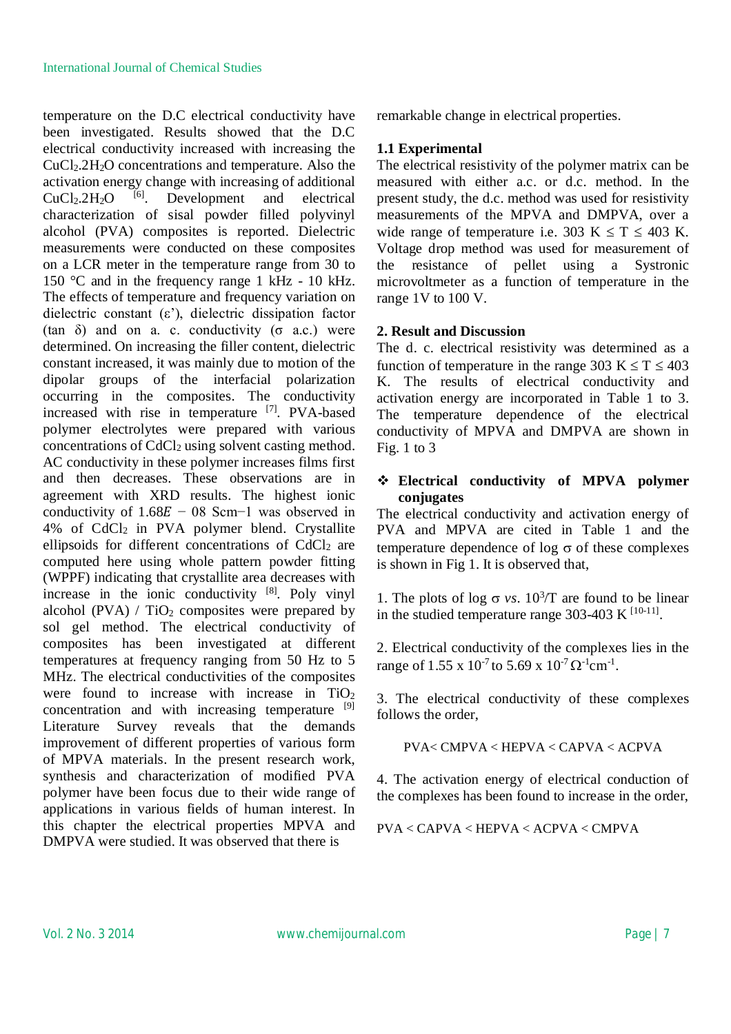temperature on the D.C electrical conductivity have been investigated. Results showed that the D.C electrical conductivity increased with increasing the $CuCl_2.2H_2O$ concentrations and temperature. Also the activation energy change with increasing of additional $CuCl_2.2H_2O$ [6]. Development and electrical characterization of sisal powder filled polyvinyl alcohol (PVA) composites is reported. Dielectric measurements were conducted on these composites on a LCR meter in the temperature range from 30 to 150 °C and in the frequency range 1 kHz - 10 kHz. The effects of temperature and frequency variation on dielectric constant (ε'), dielectric dissipation factor (tan δ) and on a. c. conductivity (σ a.c.) were determined. On increasing the filler content, dielectric constant increased, it was mainly due to motion of the dipolar groups of the interfacial polarization occurring in the composites. The conductivity increased with rise in temperature [7]. PVA-based polymer electrolytes were prepared with various concentrations of $CdCl_2$ using solvent casting method. AC conductivity in these polymer increases films first and then decreases. These observations are in agreement with XRD results. The highest ionic conductivity of $1.68E - 08$ Scm−1 was observed in 4% of $CdCl_2$ in PVA polymer blend. Crystallite ellipsoids for different concentrations of $CdCl_2$ are computed here using whole pattern powder fitting (WPPF) indicating that crystallite area decreases with increase in the ionic conductivity [8]. Poly vinyl alcohol (PVA) / $TiO_2$ composites were prepared by sol gel method. The electrical conductivity of composites has been investigated at different temperatures at frequency ranging from 50 Hz to 5 MHz. The electrical conductivities of the composites were found to increase with increase in $TiO_2$ concentration and with increasing temperature [9] Literature Survey reveals that the demands improvement of different properties of various form of MPVA materials. In the present research work, synthesis and characterization of modified PVA polymer have been focus due to their wide range of applications in various fields of human interest. In this chapter the electrical properties MPVA and DMPVA were studied. It was observed that there is remarkable change in electrical properties.

### 1.1 Experimental

The electrical resistivity of the polymer matrix can be measured with either a.c. or d.c. method. In the present study, the d.c. method was used for resistivity measurements of the MPVA and DMPVA, over a wide range of temperature i.e. $303\ K \le T \le 403\ K$. Voltage drop method was used for measurement of the resistance of pellet using a Systronic microvoltmeter as a function of temperature in the range 1V to 100 V.

## 2. Result and Discussion

The d. c. electrical resistivity was determined as a function of temperature in the range $303\ K \le T \le 403\ K$. The results of electrical conductivity and activation energy are incorporated in Table 1 to 3. The temperature dependence of the electrical conductivity of MPVA and DMPVA are shown in Fig. 1 to 3

- **Electrical conductivity of MPVA polymer conjugates**

The electrical conductivity and activation energy of PVA and MPVA are cited in Table 1 and the temperature dependence of log σ of these complexes is shown in Fig 1. It is observed that,

1. The plots of log σ *vs*. $10^3/T$ are found to be linear in the studied temperature range 303-403 K [10-11].

2. Electrical conductivity of the complexes lies in the range of $1.55 \times 10^{-7}$ to $5.69 \times 10^{-7}\ \Omega^{-1}cm^{-1}$.

3. The electrical conductivity of these complexes follows the order,

PVA< CMPVA < HEPVA < CAPVA < ACPVA

4. The activation energy of electrical conduction of the complexes has been found to increase in the order,

PVA < CAPVA < HEPVA < ACPVA < CMPVA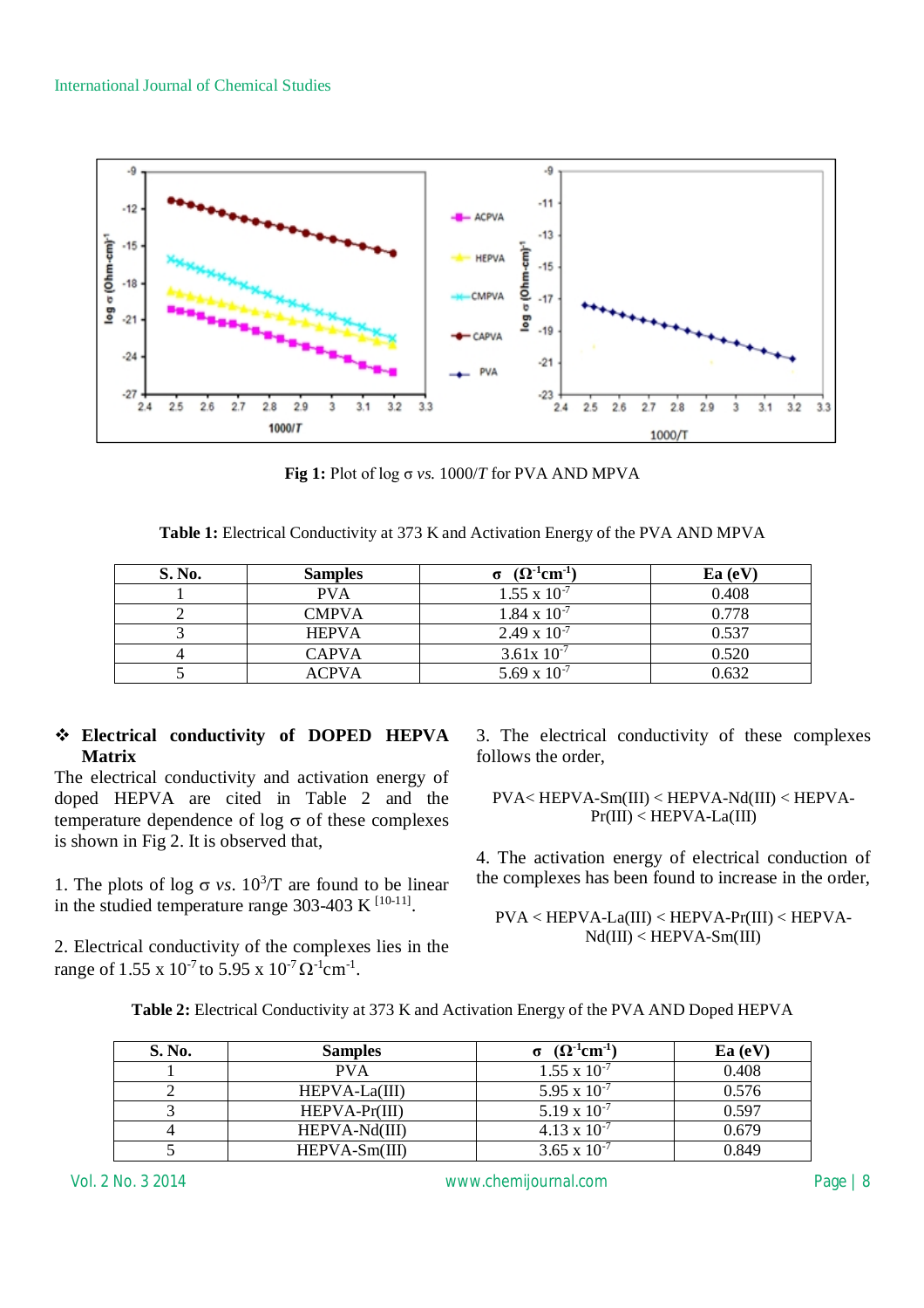**Fig 1:** Plot of log σ *vs.* 1000/*T* for PVA AND MPVA

**Table 1:** Electrical Conductivity at 373 K and Activation Energy of the PVA AND MPVA

| S. No. | Samples | σ ($\Omega^{-1}cm^{-1}$) | Ea (eV) |
|---|---|---|---|
| 1 | PVA | $1.55 \times 10^{-7}$ | 0.408 |
| 2 | CMPVA | $1.84 \times 10^{-7}$ | 0.778 |
| 3 | HEPVA | $2.49 \times 10^{-7}$ | 0.537 |
| 4 | CAPVA | $3.61 \times 10^{-7}$ | 0.520 |
| 5 | ACPVA | $5.69 \times 10^{-7}$ | 0.632 |

### ❖ Electrical conductivity of DOPED HEPVA Matrix

The electrical conductivity and activation energy of doped HEPVA are cited in Table 2 and the temperature dependence of log σ of these complexes is shown in Fig 2. It is observed that,

1. The plots of log σ *vs.* $10^3$/T are found to be linear in the studied temperature range 303-403 K [10-11].

2. Electrical conductivity of the complexes lies in the range of $1.55 \times 10^{-7}$ to $5.95 \times 10^{-7}$ $\Omega^{-1}cm^{-1}$.

3. The electrical conductivity of these complexes follows the order,

PVA< HEPVA-Sm(III) < HEPVA-Nd(III) < HEPVA-Pr(III) < HEPVA-La(III)

4. The activation energy of electrical conduction of the complexes has been found to increase in the order,

PVA < HEPVA-La(III) < HEPVA-Pr(III) < HEPVA-Nd(III) < HEPVA-Sm(III)

**Table 2:** Electrical Conductivity at 373 K and Activation Energy of the PVA AND Doped HEPVA

| S. No. | Samples | σ ($\Omega^{-1}cm^{-1}$) | Ea (eV) |
|---|---|---|---|
| 1 | PVA | $1.55 \times 10^{-7}$ | 0.408 |
| 2 | HEPVA-La(III) | $5.95 \times 10^{-7}$ | 0.576 |
| 3 | HEPVA-Pr(III) | $5.19 \times 10^{-7}$ | 0.597 |
| 4 | HEPVA-Nd(III) | $4.13 \times 10^{-7}$ | 0.679 |
| 5 | HEPVA-Sm(III) | $3.65 \times 10^{-7}$ | 0.849 |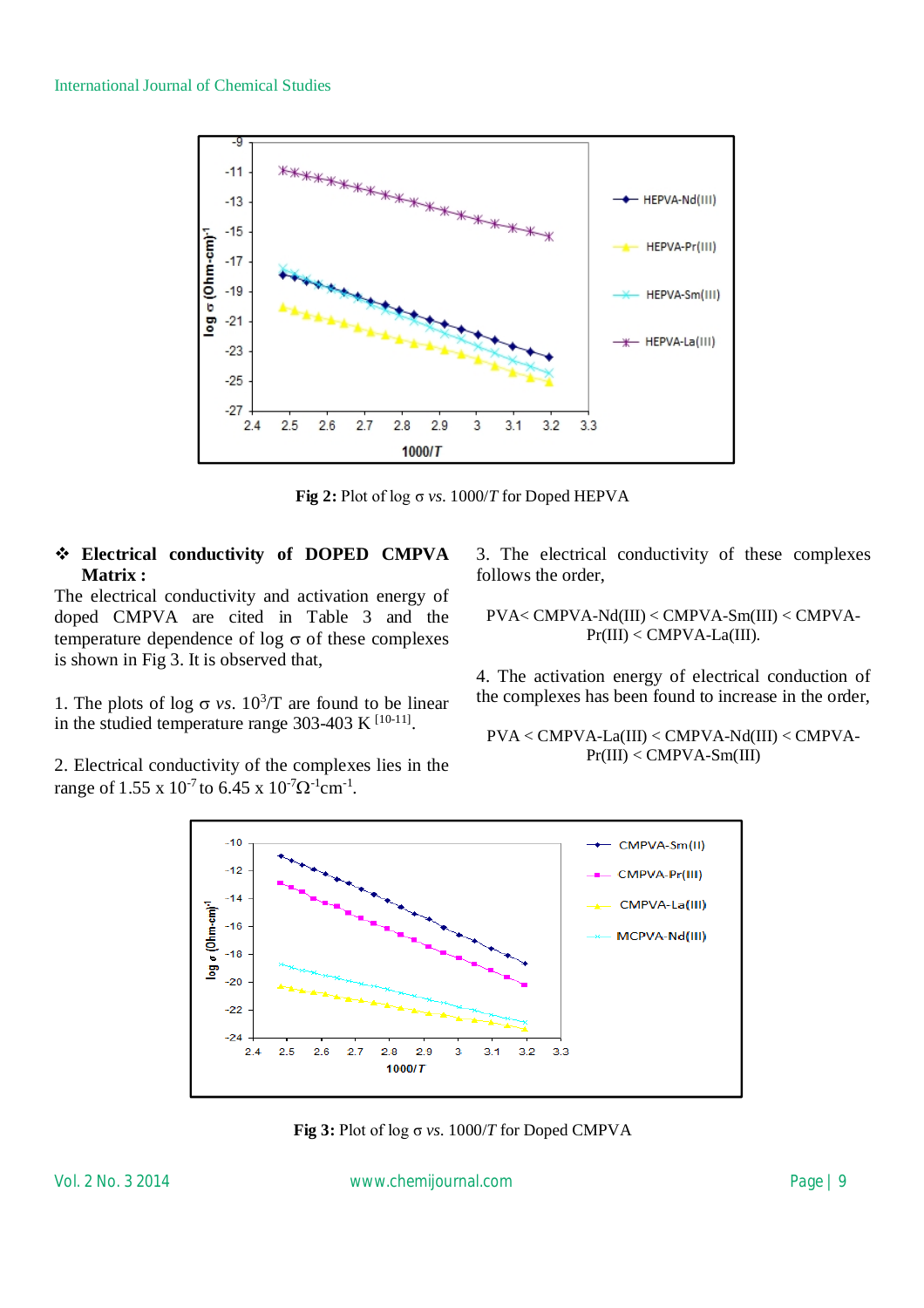Fig 2: Plot of log σ *vs.* 1000/*T* for Doped HEPVA

❖ **Electrical conductivity of DOPED CMPVA Matrix :**

The electrical conductivity and activation energy of doped CMPVA are cited in Table 3 and the temperature dependence of log σ of these complexes is shown in Fig 3. It is observed that,

1. The plots of log σ *vs.* $10^3$/T are found to be linear in the studied temperature range 303-403 K [10-11].

2. Electrical conductivity of the complexes lies in the range of 1.55 x $10^{-7}$ to 6.45 x $10^{-7}\Omega^{-1}cm^{-1}$.

3. The electrical conductivity of these complexes follows the order,

PVA< CMPVA-Nd(III) < CMPVA-Sm(III) < CMPVA-Pr(III) < CMPVA-La(III).

4. The activation energy of electrical conduction of the complexes has been found to increase in the order,

PVA < CMPVA-La(III) < CMPVA-Nd(III) < CMPVA-Pr(III) < CMPVA-Sm(III)

**Fig 3:** Plot of log σ *vs.* 1000/*T* for Doped CMPVA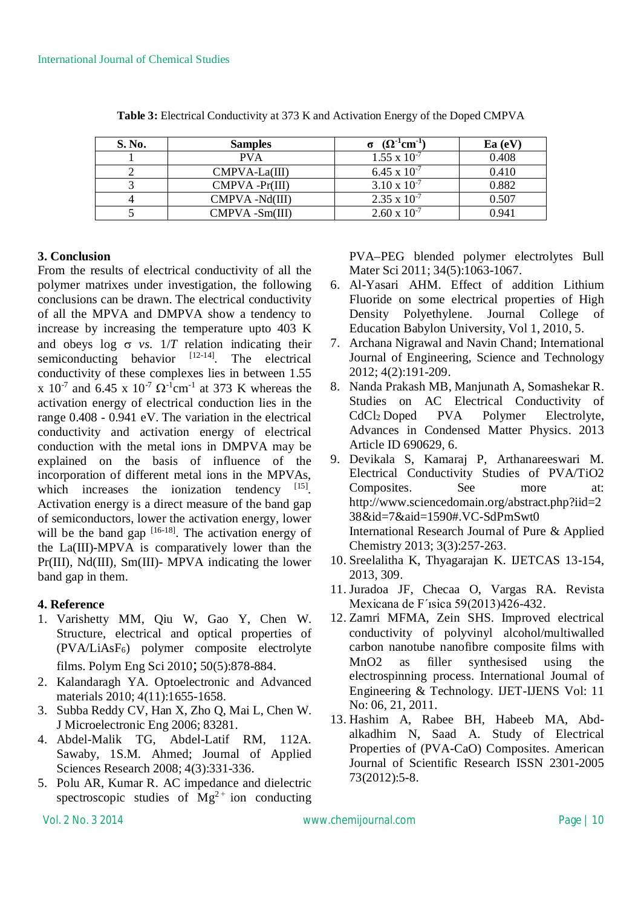**Table 3:** Electrical Conductivity at 373 K and Activation Energy of the Doped CMPVA

| S. No. | Samples | $\sigma$ ($\Omega^{-1}cm^{-1}$) | Ea (eV) |
|---|---|---|---|
| 1 | PVA | $1.55 \times 10^{-7}$ | 0.408 |
| 2 | CMPVA-La(III) | $6.45 \times 10^{-7}$ | 0.410 |
| 3 | CMPVA -Pr(III) | $3.10 \times 10^{-7}$ | 0.882 |
| 4 | CMPVA -Nd(III) | $2.35 \times 10^{-7}$ | 0.507 |
| 5 | CMPVA -Sm(III) | $2.60 \times 10^{-7}$ | 0.941 |

## 3. Conclusion

From the results of electrical conductivity of all the polymer matrixes under investigation, the following conclusions can be drawn. The electrical conductivity of all the MPVA and DMPVA show a tendency to increase by increasing the temperature upto 403 K and obeys log $\sigma$ *vs.* $1/T$ relation indicating their semiconducting behavior [12-14]. The electrical conductivity of these complexes lies in between $1.55 \times 10^{-7}$ and $6.45 \times 10^{-7}$ $\Omega^{-1}cm^{-1}$ at 373 K whereas the activation energy of electrical conduction lies in the range 0.408 - 0.941 eV. The variation in the electrical conductivity and activation energy of electrical conduction with the metal ions in DMPVA may be explained on the basis of influence of the incorporation of different metal ions in the MPVAs, which increases the ionization tendency [15]. Activation energy is a direct measure of the band gap of semiconductors, lower the activation energy, lower will be the band gap [16-18]. The activation energy of the La(III)-MPVA is comparatively lower than the Pr(III), Nd(III), Sm(III)- MPVA indicating the lower band gap in them.

## 4. Reference

1. Varishetty MM, Qiu W, Gao Y, Chen W. Structure, electrical and optical properties of ($PVA/LiAsF_6$) polymer composite electrolyte films. Polym Eng Sci 2010; 50(5):878-884.
2. Kalandaragh YA. Optoelectronic and Advanced materials 2010; 4(11):1655-1658.
3. Subba Reddy CV, Han X, Zho Q, Mai L, Chen W. J Microelectronic Eng 2006; 83281.
4. Abdel-Malik TG, Abdel-Latif RM, 112A. Sawaby, 1S.M. Ahmed; Journal of Applied Sciences Research 2008; 4(3):331-336.
5. Polu AR, Kumar R. AC impedance and dielectric spectroscopic studies of $Mg^{2+}$ ion conducting PVA–PEG blended polymer electrolytes Bull Mater Sci 2011; 34(5):1063-1067.
6. Al-Yasari AHM. Effect of addition Lithium Fluoride on some electrical properties of High Density Polyethylene. Journal College of Education Babylon University, Vol 1, 2010, 5.
7. Archana Nigrawal and Navin Chand; International Journal of Engineering, Science and Technology 2012; 4(2):191-209.
8. Nanda Prakash MB, Manjunath A, Somashekar R. Studies on AC Electrical Conductivity of $CdCl_2$ Doped PVA Polymer Electrolyte, Advances in Condensed Matter Physics. 2013 Article ID 690629, 6.
9. Devikala S, Kamaraj P, Arthanareeswari M. Electrical Conductivity Studies of PVA/TiO2 Composites. See more at: http://www.sciencedomain.org/abstract.php?iid=238&id=7&aid=1590#.VC-SdPmSwt0 International Research Journal of Pure & Applied Chemistry 2013; 3(3):257-263.
10. Sreelalitha K, Thyagarajan K. IJETCAS 13-154, 2013, 309.
11. Juradoa JF, Checaa O, Vargas RA. Revista Mexicana de F´ısica 59(2013)426-432.
12. Zamri MFMA, Zein SHS. Improved electrical conductivity of polyvinyl alcohol/multiwalled carbon nanotube nanofibre composite films with MnO2 as filler synthesised using the electrospinning process. International Journal of Engineering & Technology. IJET-IJENS Vol: 11 No: 06, 21, 2011.
13. Hashim A, Rabee BH, Habeeb MA, Abd-alkadhim N, Saad A. Study of Electrical Properties of (PVA-CaO) Composites. American Journal of Scientific Research ISSN 2301-2005 73(2012):5-8.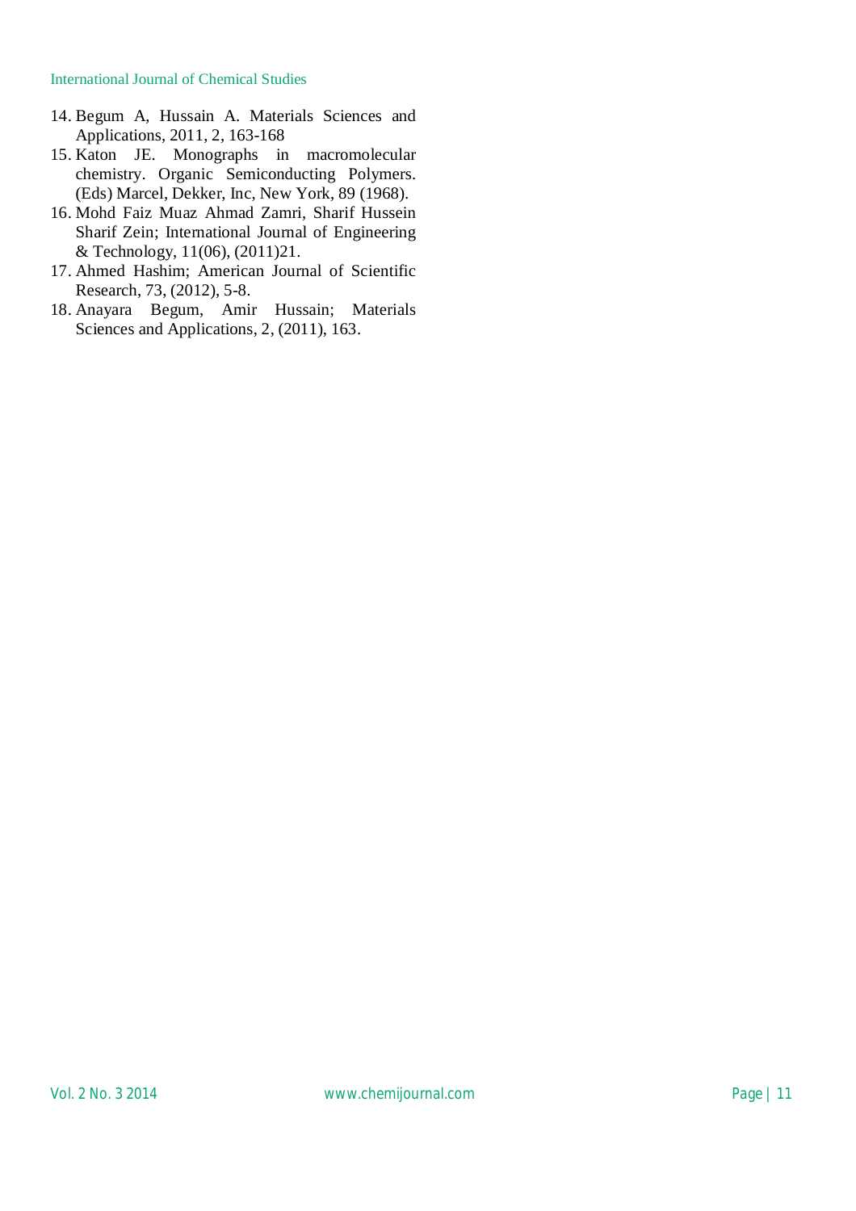14. Begum A, Hussain A. Materials Sciences and Applications, 2011, 2, 163-168
15. Katon JE. Monographs in macromolecular chemistry. Organic Semiconducting Polymers. (Eds) Marcel, Dekker, Inc, New York, 89 (1968).
16. Mohd Faiz Muaz Ahmad Zamri, Sharif Hussein Sharif Zein; International Journal of Engineering & Technology, 11(06), (2011)21.
17. Ahmed Hashim; American Journal of Scientific Research, 73, (2012), 5-8.
18. Anayara Begum, Amir Hussain; Materials Sciences and Applications, 2, (2011), 163.